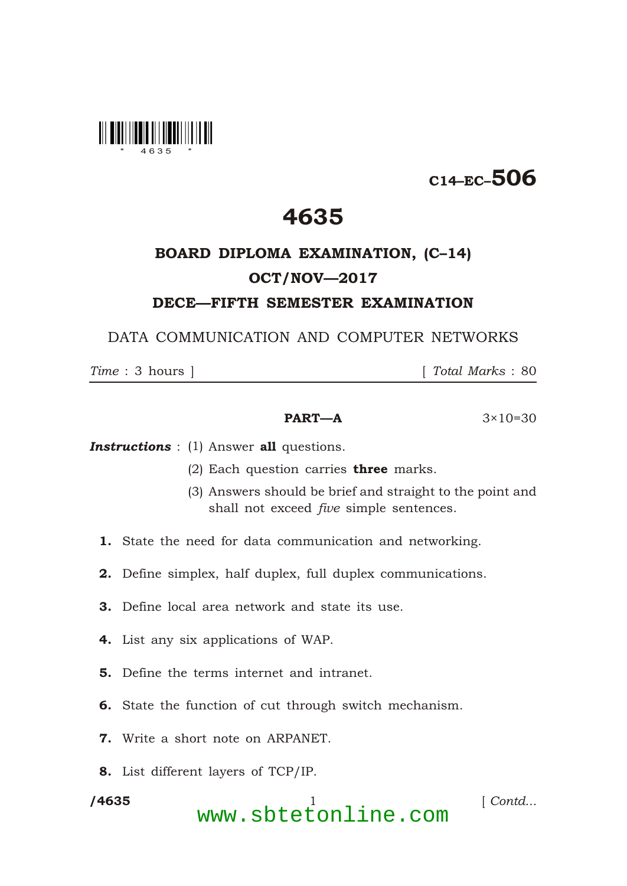C14–EC–506

# 4635

## BOARD DIPLOMA EXAMINATION, (C–14)

## OCT/NOV—2017

## DECE—FIFTH SEMESTER EXAMINATION

DATA COMMUNICATION AND COMPUTER NETWORKS

*Time* : 3 hours ] [ *Total Marks* : 80

---

**PART—A** 3×10=30

***Instructions*** : (1) Answer **all** questions.

(2) Each question carries **three** marks.

(3) Answers should be brief and straight to the point and shall not exceed *five* simple sentences.

**1.** State the need for data communication and networking.

**2.** Define simplex, half duplex, full duplex communications.

**3.** Define local area network and state its use.

**4.** List any six applications of WAP.

**5.** Define the terms internet and intranet.

**6.** State the function of cut through switch mechanism.

**7.** Write a short note on ARPANET.

**8.** List different layers of TCP/IP.

[ *Contd...*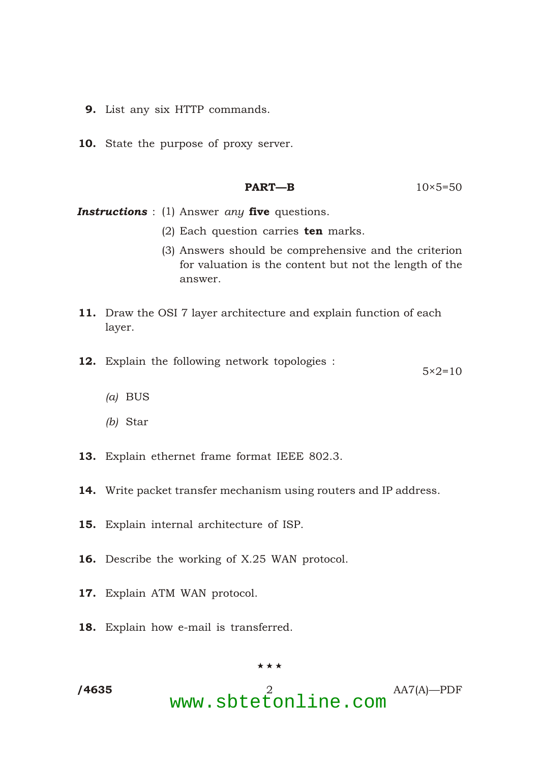**9.** List any six HTTP commands.

**10.** State the purpose of proxy server.

## PART—B

10×5=50

***Instructions*** : (1) Answer *any* **five** questions.

(2) Each question carries **ten** marks.

(3) Answers should be comprehensive and the criterion for valuation is the content but not the length of the answer.

**11.** Draw the OSI 7 layer architecture and explain function of each layer.

**12.** Explain the following network topologies : 5×2=10

*(a)* BUS

*(b)* Star

**13.** Explain ethernet frame format IEEE 802.3.

**14.** Write packet transfer mechanism using routers and IP address.

**15.** Explain internal architecture of ISP.

**16.** Describe the working of X.25 WAN protocol.

**17.** Explain ATM WAN protocol.

**18.** Explain how e-mail is transferred.

★ ★ ★

/4635 AA7(A)—PDF